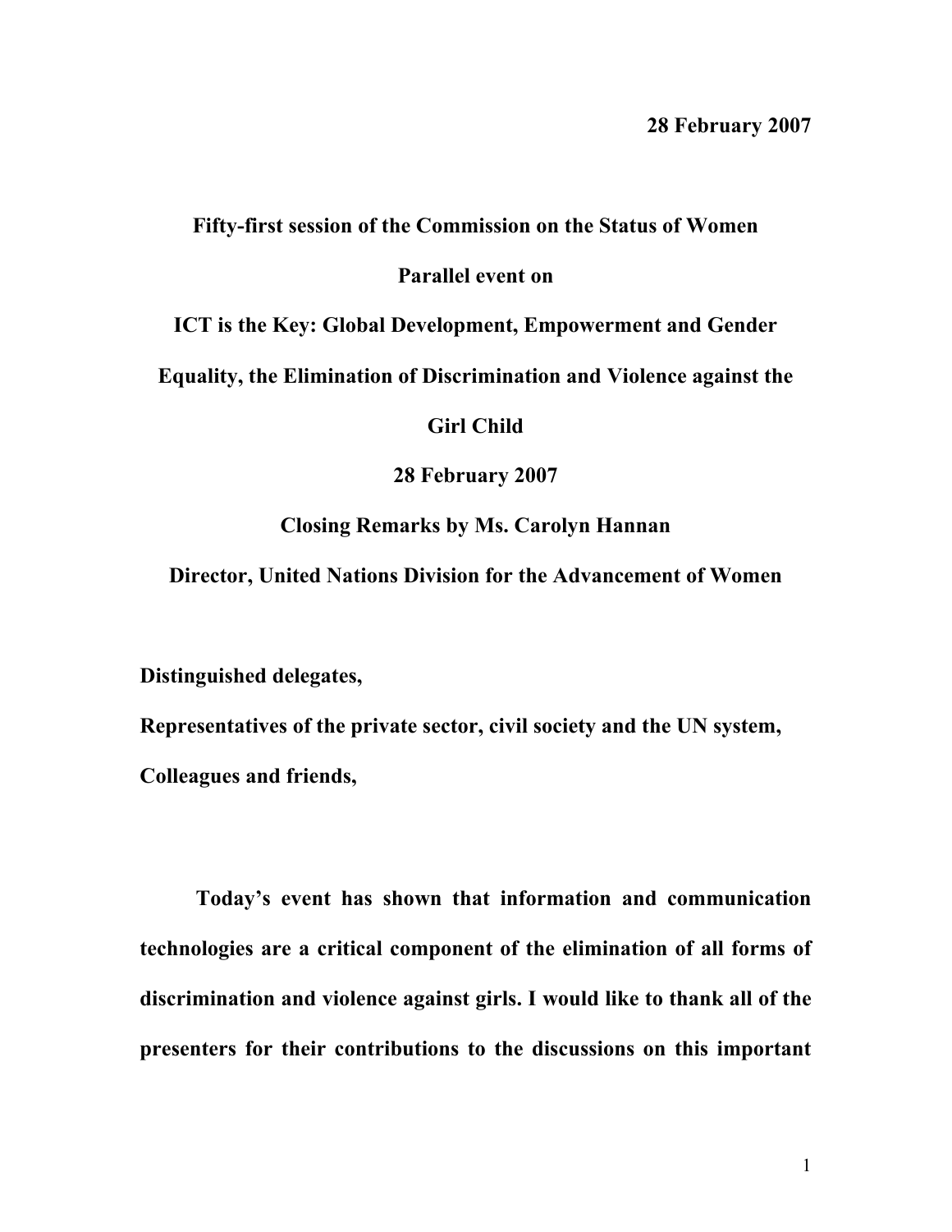**28 February 2007**

**Fifty-first session of the Commission on the Status of Women**

**Parallel event on**

**ICT is the Key: Global Development, Empowerment and Gender Equality, the Elimination of Discrimination and Violence against the Girl Child**

**28 February 2007**

**Closing Remarks by Ms. Carolyn Hannan**

**Director, United Nations Division for the Advancement of Women**

**Distinguished delegates,**

**Representatives of the private sector, civil society and the UN system,**

**Colleagues and friends,**

**Today's event has shown that information and communication technologies are a critical component of the elimination of all forms of discrimination and violence against girls. I would like to thank all of the presenters for their contributions to the discussions on this important**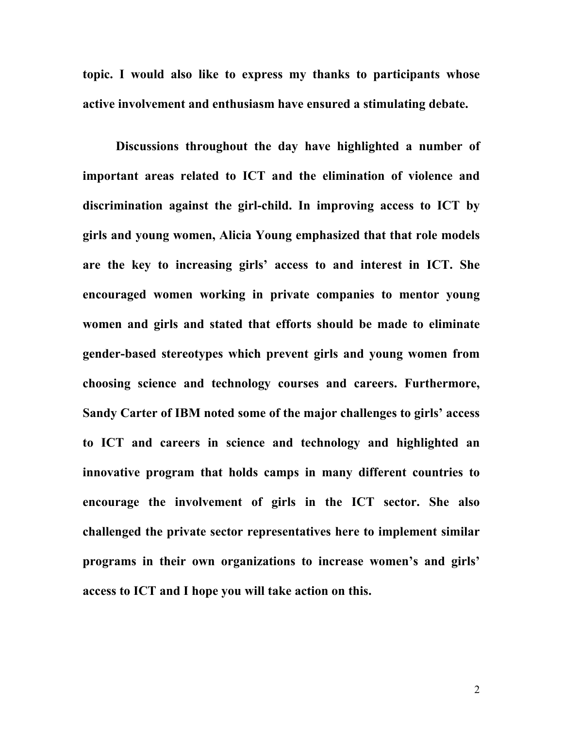**topic. I would also like to express my thanks to participants whose active involvement and enthusiasm have ensured a stimulating debate.**

**Discussions throughout the day have highlighted a number of important areas related to ICT and the elimination of violence and discrimination against the girl-child. In improving access to ICT by girls and young women, Alicia Young emphasized that that role models are the key to increasing girls' access to and interest in ICT. She encouraged women working in private companies to mentor young women and girls and stated that efforts should be made to eliminate gender-based stereotypes which prevent girls and young women from choosing science and technology courses and careers. Furthermore, Sandy Carter of IBM noted some of the major challenges to girls' access to ICT and careers in science and technology and highlighted an innovative program that holds camps in many different countries to encourage the involvement of girls in the ICT sector. She also challenged the private sector representatives here to implement similar programs in their own organizations to increase women's and girls' access to ICT and I hope you will take action on this.**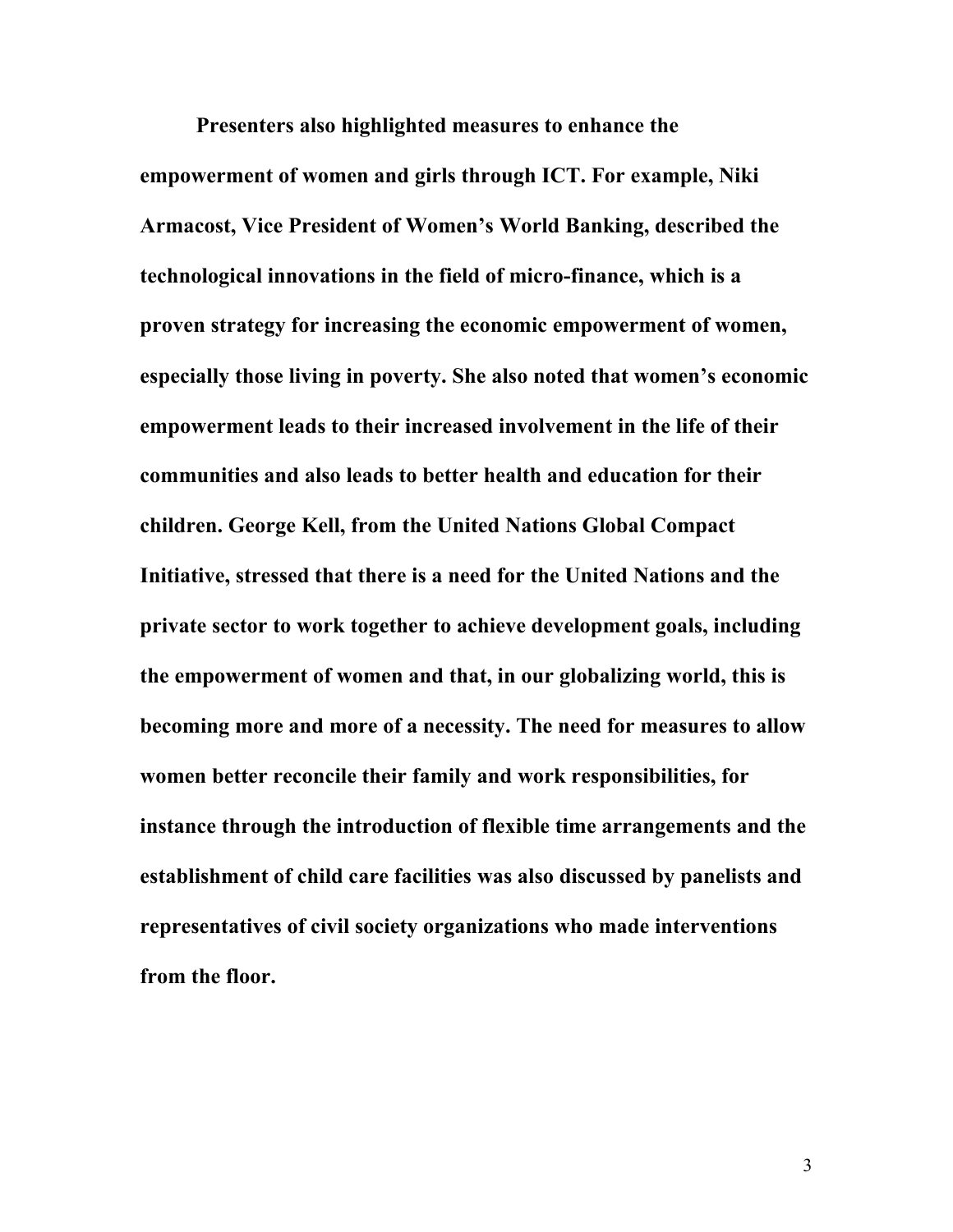**Presenters also highlighted measures to enhance the empowerment of women and girls through ICT. For example, Niki Armacost, Vice President of Women's World Banking, described the technological innovations in the field of micro-finance, which is a proven strategy for increasing the economic empowerment of women, especially those living in poverty. She also noted that women's economic empowerment leads to their increased involvement in the life of their communities and also leads to better health and education for their children. George Kell, from the United Nations Global Compact Initiative, stressed that there is a need for the United Nations and the private sector to work together to achieve development goals, including the empowerment of women and that, in our globalizing world, this is becoming more and more of a necessity. The need for measures to allow women better reconcile their family and work responsibilities, for instance through the introduction of flexible time arrangements and the establishment of child care facilities was also discussed by panelists and representatives of civil society organizations who made interventions from the floor.**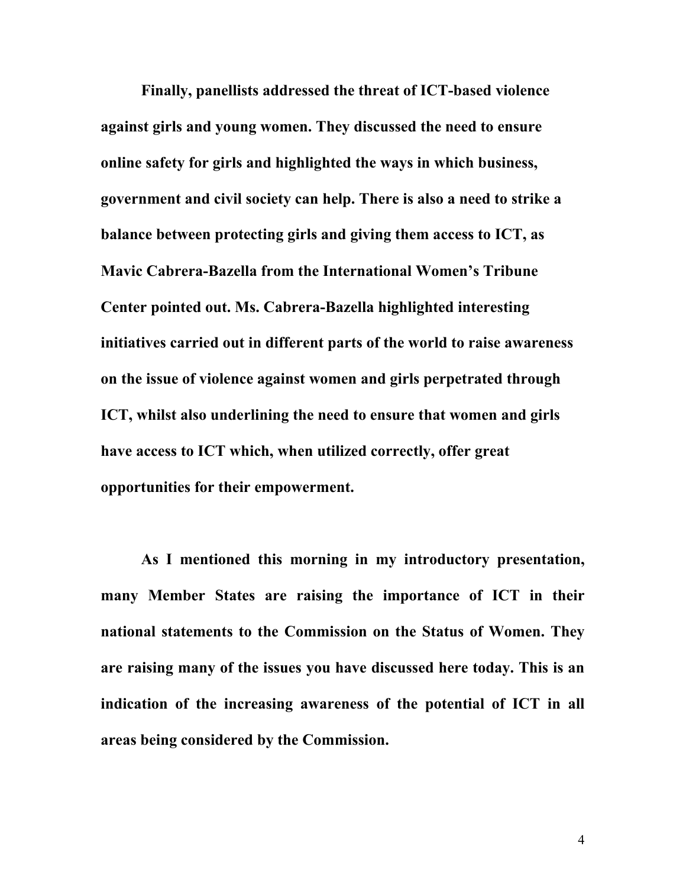**Finally, panellists addressed the threat of ICT-based violence against girls and young women. They discussed the need to ensure online safety for girls and highlighted the ways in which business, government and civil society can help. There is also a need to strike a balance between protecting girls and giving them access to ICT, as Mavic Cabrera-Bazella from the International Women's Tribune Center pointed out. Ms. Cabrera-Bazella highlighted interesting initiatives carried out in different parts of the world to raise awareness on the issue of violence against women and girls perpetrated through ICT, whilst also underlining the need to ensure that women and girls have access to ICT which, when utilized correctly, offer great opportunities for their empowerment.**

**As I mentioned this morning in my introductory presentation, many Member States are raising the importance of ICT in their national statements to the Commission on the Status of Women. They are raising many of the issues you have discussed here today. This is an indication of the increasing awareness of the potential of ICT in all areas being considered by the Commission.**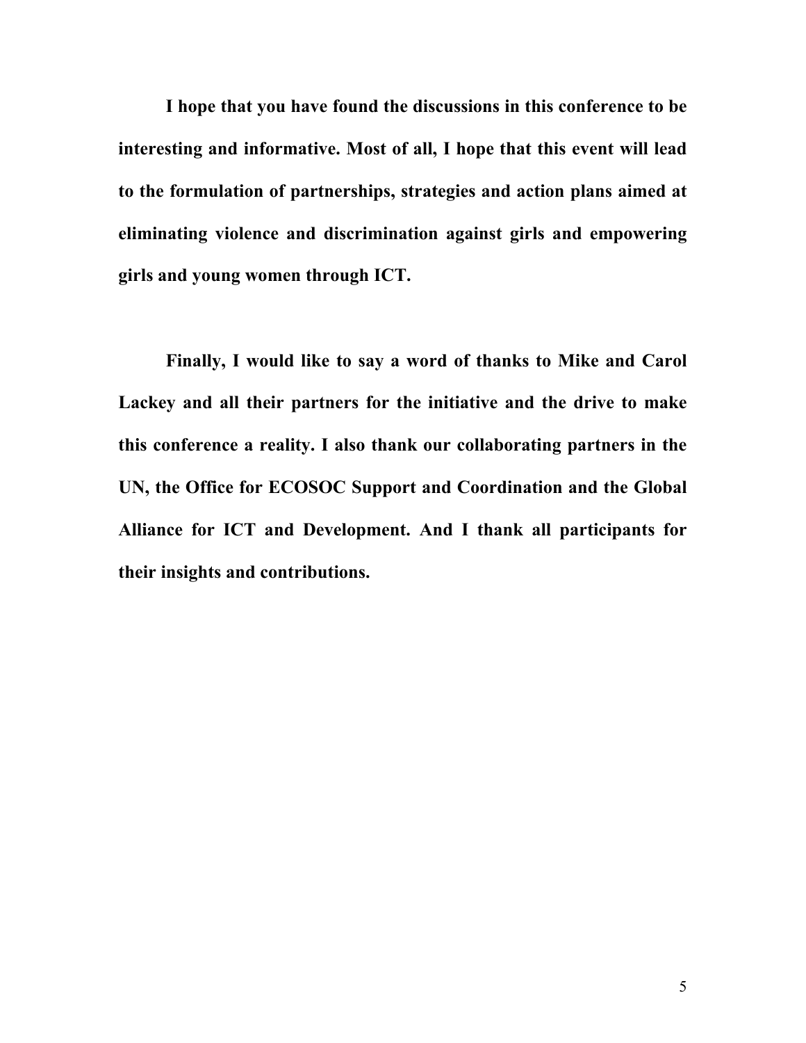**I hope that you have found the discussions in this conference to be interesting and informative. Most of all, I hope that this event will lead to the formulation of partnerships, strategies and action plans aimed at eliminating violence and discrimination against girls and empowering girls and young women through ICT.**

**Finally, I would like to say a word of thanks to Mike and Carol Lackey and all their partners for the initiative and the drive to make this conference a reality. I also thank our collaborating partners in the UN, the Office for ECOSOC Support and Coordination and the Global Alliance for ICT and Development. And I thank all participants for their insights and contributions.**